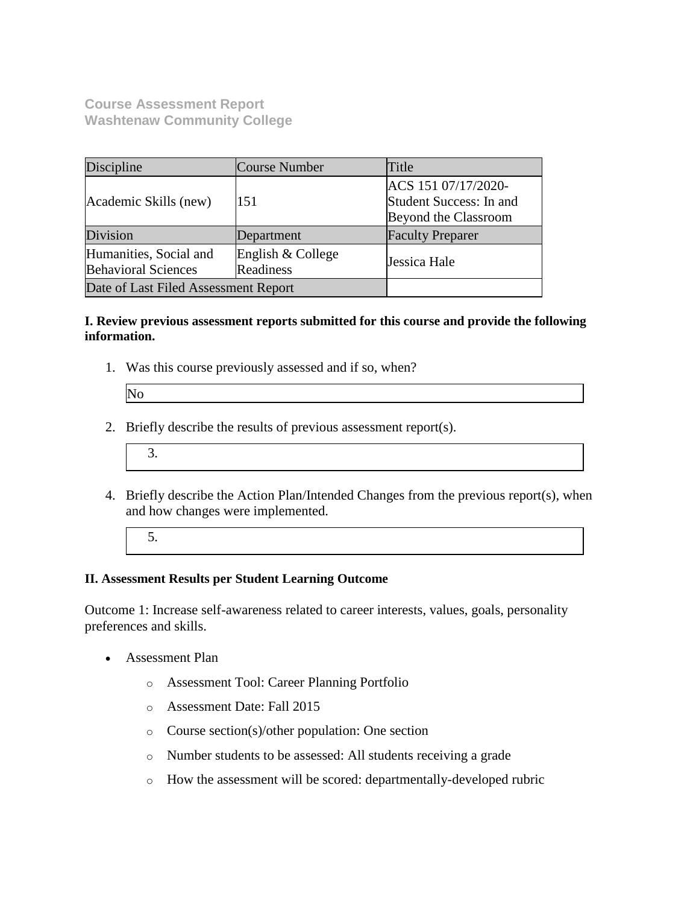**Course Assessment Report**
**Washtenaw Community College**

| Discipline | Course Number | Title |
|---|---|---|
| Academic Skills (new) | 151 | ACS 151 07/17/2020-Student Success: In and Beyond the Classroom |
| Division | Department | Faculty Preparer |
| Humanities, Social and Behavioral Sciences | English & College Readiness | Jessica Hale |
| Date of Last Filed Assessment Report | | |

**I. Review previous assessment reports submitted for this course and provide the following information.**

1. Was this course previously assessed and if so, when?

   No

2. Briefly describe the results of previous assessment report(s).

   3.

4. Briefly describe the Action Plan/Intended Changes from the previous report(s), when and how changes were implemented.

   5.

**II. Assessment Results per Student Learning Outcome**

Outcome 1: Increase self-awareness related to career interests, values, goals, personality preferences and skills.

- Assessment Plan
  - Assessment Tool: Career Planning Portfolio
  - Assessment Date: Fall 2015
  - Course section(s)/other population: One section
  - Number students to be assessed: All students receiving a grade
  - How the assessment will be scored: departmentally-developed rubric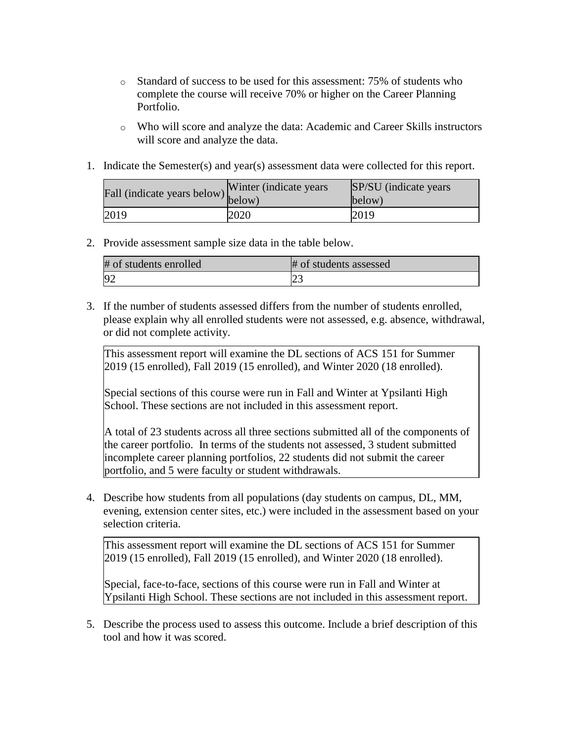- Standard of success to be used for this assessment: 75% of students who complete the course will receive 70% or higher on the Career Planning Portfolio.
- Who will score and analyze the data: Academic and Career Skills instructors will score and analyze the data.

1. Indicate the Semester(s) and year(s) assessment data were collected for this report.

| Fall (indicate years below) | Winter (indicate years below) | SP/SU (indicate years below) |
|---|---|---|
| 2019 | 2020 | 2019 |

2. Provide assessment sample size data in the table below.

| # of students enrolled | # of students assessed |
|---|---|
| 92 | 23 |

3. If the number of students assessed differs from the number of students enrolled, please explain why all enrolled students were not assessed, e.g. absence, withdrawal, or did not complete activity.

This assessment report will examine the DL sections of ACS 151 for Summer 2019 (15 enrolled), Fall 2019 (15 enrolled), and Winter 2020 (18 enrolled).

Special sections of this course were run in Fall and Winter at Ypsilanti High School. These sections are not included in this assessment report.

A total of 23 students across all three sections submitted all of the components of the career portfolio. In terms of the students not assessed, 3 student submitted incomplete career planning portfolios, 22 students did not submit the career portfolio, and 5 were faculty or student withdrawals.

4. Describe how students from all populations (day students on campus, DL, MM, evening, extension center sites, etc.) were included in the assessment based on your selection criteria.

This assessment report will examine the DL sections of ACS 151 for Summer 2019 (15 enrolled), Fall 2019 (15 enrolled), and Winter 2020 (18 enrolled).

Special, face-to-face, sections of this course were run in Fall and Winter at Ypsilanti High School. These sections are not included in this assessment report.

5. Describe the process used to assess this outcome. Include a brief description of this tool and how it was scored.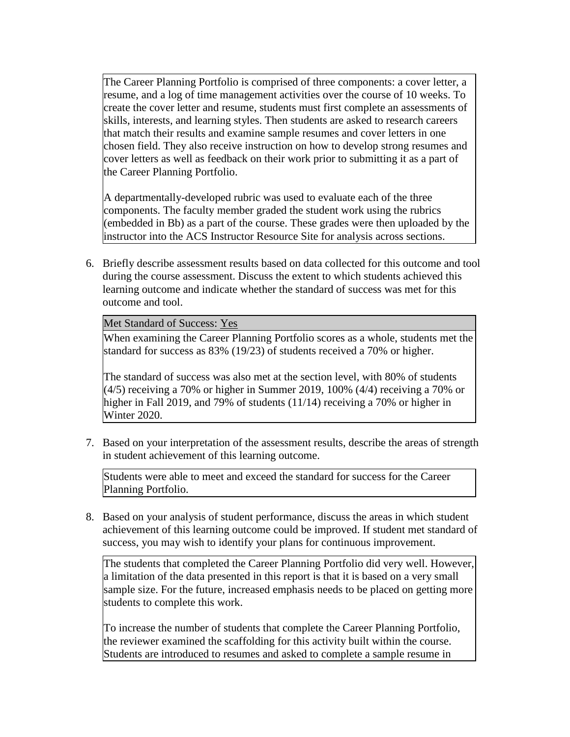The Career Planning Portfolio is comprised of three components: a cover letter, a resume, and a log of time management activities over the course of 10 weeks. To create the cover letter and resume, students must first complete an assessments of skills, interests, and learning styles. Then students are asked to research careers that match their results and examine sample resumes and cover letters in one chosen field. They also receive instruction on how to develop strong resumes and cover letters as well as feedback on their work prior to submitting it as a part of the Career Planning Portfolio.

A departmentally-developed rubric was used to evaluate each of the three components. The faculty member graded the student work using the rubrics (embedded in Bb) as a part of the course. These grades were then uploaded by the instructor into the ACS Instructor Resource Site for analysis across sections.

6. Briefly describe assessment results based on data collected for this outcome and tool during the course assessment. Discuss the extent to which students achieved this learning outcome and indicate whether the standard of success was met for this outcome and tool.

Met Standard of Success: Yes

When examining the Career Planning Portfolio scores as a whole, students met the standard for success as 83% (19/23) of students received a 70% or higher.

The standard of success was also met at the section level, with 80% of students (4/5) receiving a 70% or higher in Summer 2019, 100% (4/4) receiving a 70% or higher in Fall 2019, and 79% of students (11/14) receiving a 70% or higher in Winter 2020.

7. Based on your interpretation of the assessment results, describe the areas of strength in student achievement of this learning outcome.

Students were able to meet and exceed the standard for success for the Career Planning Portfolio.

8. Based on your analysis of student performance, discuss the areas in which student achievement of this learning outcome could be improved. If student met standard of success, you may wish to identify your plans for continuous improvement.

The students that completed the Career Planning Portfolio did very well. However, a limitation of the data presented in this report is that it is based on a very small sample size. For the future, increased emphasis needs to be placed on getting more students to complete this work.

To increase the number of students that complete the Career Planning Portfolio, the reviewer examined the scaffolding for this activity built within the course. Students are introduced to resumes and asked to complete a sample resume in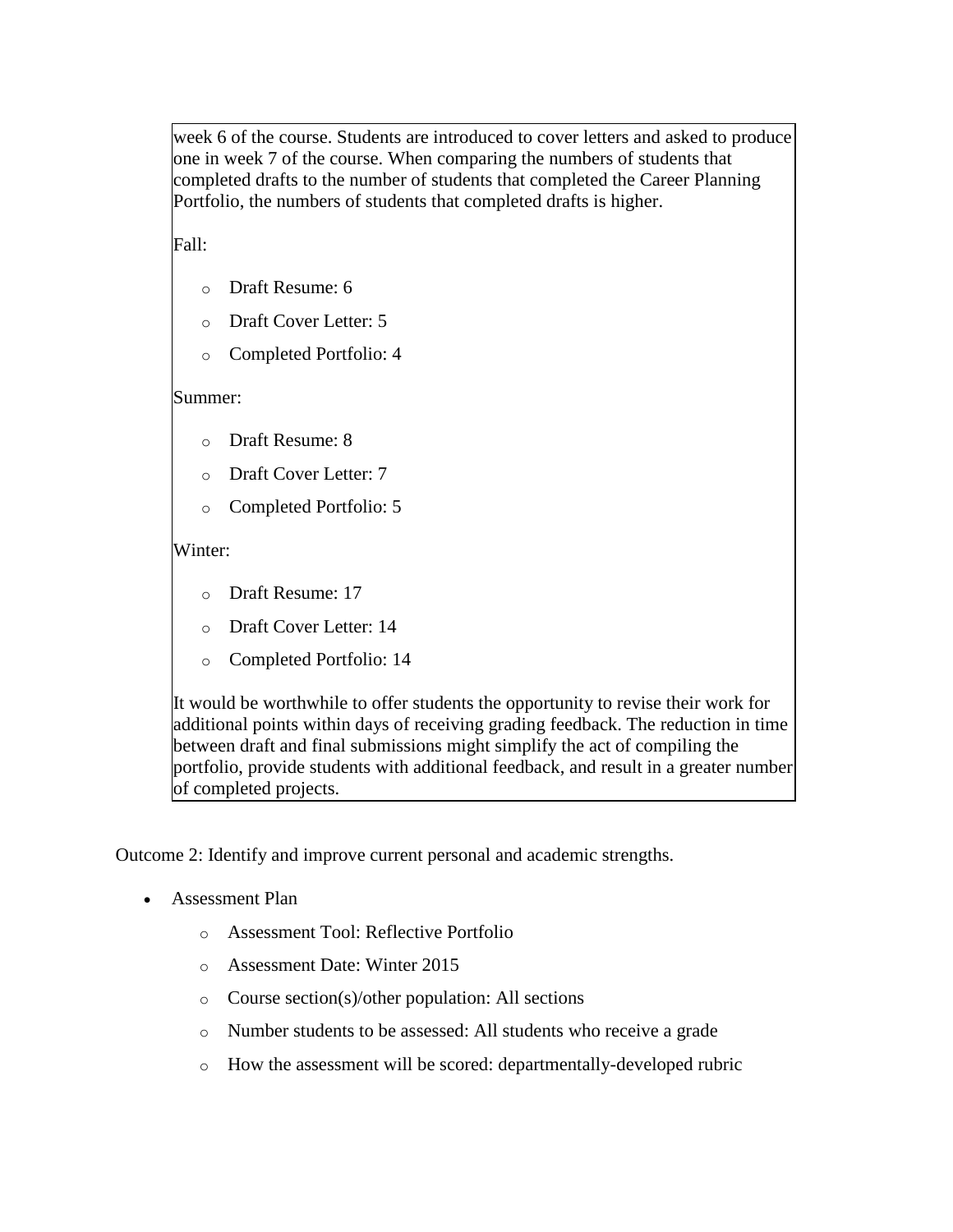week 6 of the course. Students are introduced to cover letters and asked to produce one in week 7 of the course. When comparing the numbers of students that completed drafts to the number of students that completed the Career Planning Portfolio, the numbers of students that completed drafts is higher.

Fall:

- Draft Resume: 6
- Draft Cover Letter: 5
- Completed Portfolio: 4

Summer:

- Draft Resume: 8
- Draft Cover Letter: 7
- Completed Portfolio: 5

Winter:

- Draft Resume: 17
- Draft Cover Letter: 14
- Completed Portfolio: 14

It would be worthwhile to offer students the opportunity to revise their work for additional points within days of receiving grading feedback. The reduction in time between draft and final submissions might simplify the act of compiling the portfolio, provide students with additional feedback, and result in a greater number of completed projects.

Outcome 2: Identify and improve current personal and academic strengths.

- Assessment Plan
  - Assessment Tool: Reflective Portfolio
  - Assessment Date: Winter 2015
  - Course section(s)/other population: All sections
  - Number students to be assessed: All students who receive a grade
  - How the assessment will be scored: departmentally-developed rubric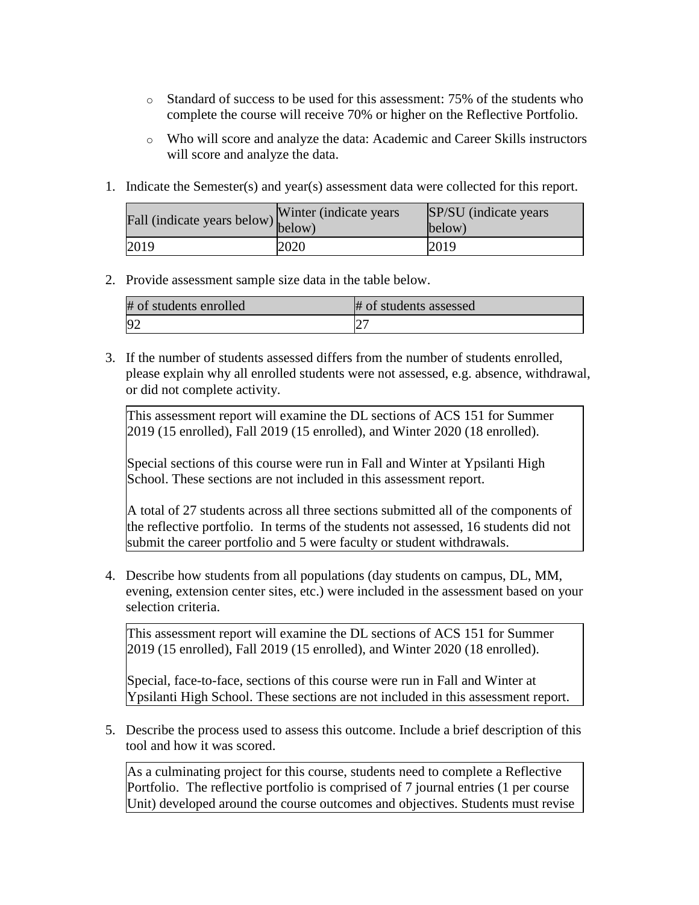- Standard of success to be used for this assessment: 75% of the students who complete the course will receive 70% or higher on the Reflective Portfolio.
- Who will score and analyze the data: Academic and Career Skills instructors will score and analyze the data.

1. Indicate the Semester(s) and year(s) assessment data were collected for this report.

| Fall (indicate years below) | Winter (indicate years below) | SP/SU (indicate years below) |
| --- | --- | --- |
| 2019 | 2020 | 2019 |

2. Provide assessment sample size data in the table below.

| # of students enrolled | # of students assessed |
| --- | --- |
| 92 | 27 |

3. If the number of students assessed differs from the number of students enrolled, please explain why all enrolled students were not assessed, e.g. absence, withdrawal, or did not complete activity.

This assessment report will examine the DL sections of ACS 151 for Summer 2019 (15 enrolled), Fall 2019 (15 enrolled), and Winter 2020 (18 enrolled).

Special sections of this course were run in Fall and Winter at Ypsilanti High School. These sections are not included in this assessment report.

A total of 27 students across all three sections submitted all of the components of the reflective portfolio. In terms of the students not assessed, 16 students did not submit the career portfolio and 5 were faculty or student withdrawals.

4. Describe how students from all populations (day students on campus, DL, MM, evening, extension center sites, etc.) were included in the assessment based on your selection criteria.

This assessment report will examine the DL sections of ACS 151 for Summer 2019 (15 enrolled), Fall 2019 (15 enrolled), and Winter 2020 (18 enrolled).

Special, face-to-face, sections of this course were run in Fall and Winter at Ypsilanti High School. These sections are not included in this assessment report.

5. Describe the process used to assess this outcome. Include a brief description of this tool and how it was scored.

As a culminating project for this course, students need to complete a Reflective Portfolio. The reflective portfolio is comprised of 7 journal entries (1 per course Unit) developed around the course outcomes and objectives. Students must revise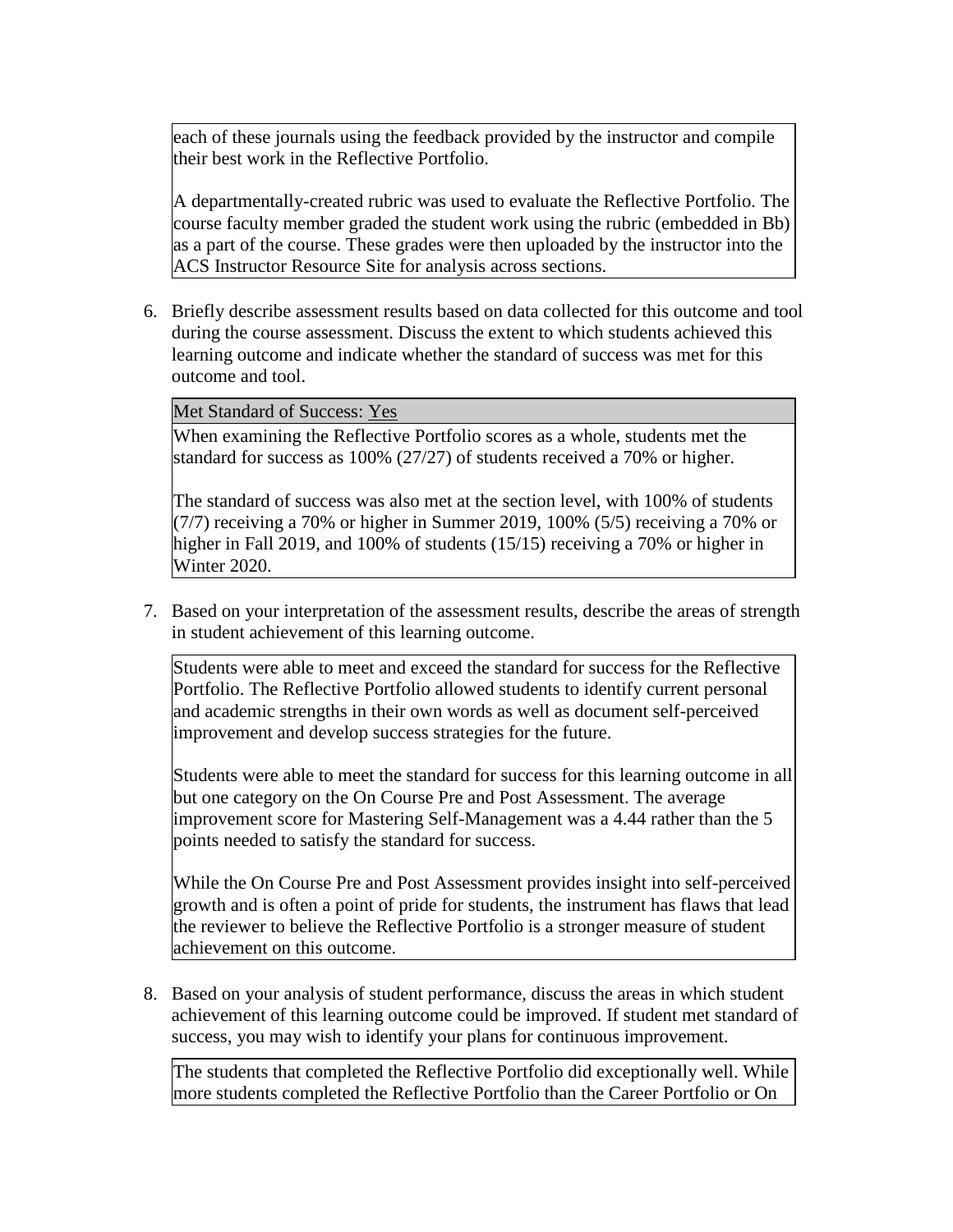each of these journals using the feedback provided by the instructor and compile their best work in the Reflective Portfolio.

A departmentally-created rubric was used to evaluate the Reflective Portfolio. The course faculty member graded the student work using the rubric (embedded in Bb) as a part of the course. These grades were then uploaded by the instructor into the ACS Instructor Resource Site for analysis across sections.

6. Briefly describe assessment results based on data collected for this outcome and tool during the course assessment. Discuss the extent to which students achieved this learning outcome and indicate whether the standard of success was met for this outcome and tool.

Met Standard of Success: Yes

When examining the Reflective Portfolio scores as a whole, students met the standard for success as 100% (27/27) of students received a 70% or higher.

The standard of success was also met at the section level, with 100% of students (7/7) receiving a 70% or higher in Summer 2019, 100% (5/5) receiving a 70% or higher in Fall 2019, and 100% of students (15/15) receiving a 70% or higher in Winter 2020.

7. Based on your interpretation of the assessment results, describe the areas of strength in student achievement of this learning outcome.

Students were able to meet and exceed the standard for success for the Reflective Portfolio. The Reflective Portfolio allowed students to identify current personal and academic strengths in their own words as well as document self-perceived improvement and develop success strategies for the future.

Students were able to meet the standard for success for this learning outcome in all but one category on the On Course Pre and Post Assessment. The average improvement score for Mastering Self-Management was a 4.44 rather than the 5 points needed to satisfy the standard for success.

While the On Course Pre and Post Assessment provides insight into self-perceived growth and is often a point of pride for students, the instrument has flaws that lead the reviewer to believe the Reflective Portfolio is a stronger measure of student achievement on this outcome.

8. Based on your analysis of student performance, discuss the areas in which student achievement of this learning outcome could be improved. If student met standard of success, you may wish to identify your plans for continuous improvement.

The students that completed the Reflective Portfolio did exceptionally well. While more students completed the Reflective Portfolio than the Career Portfolio or On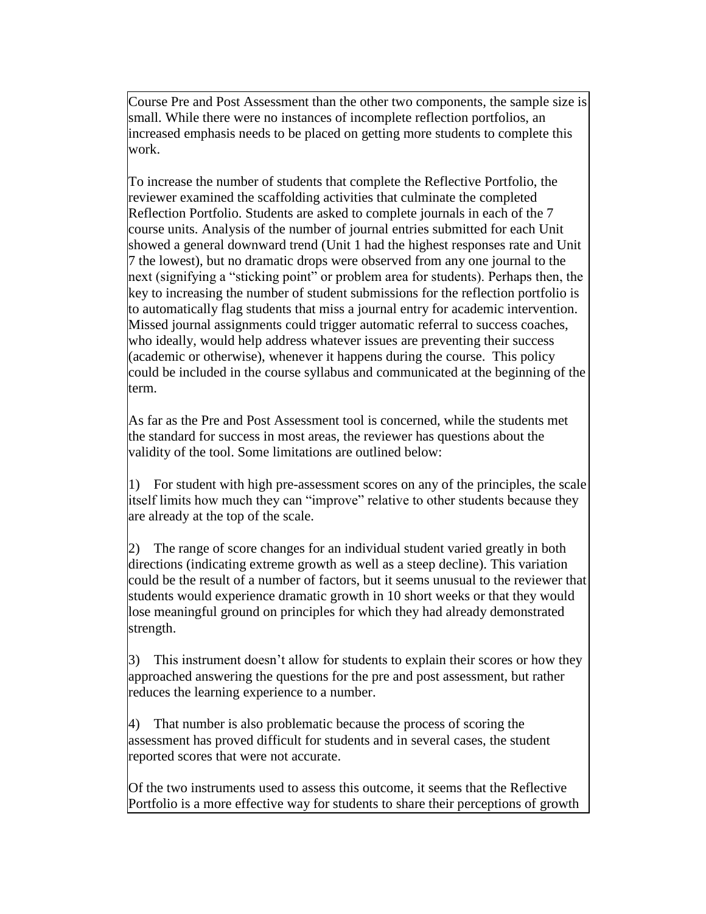Course Pre and Post Assessment than the other two components, the sample size is small. While there were no instances of incomplete reflection portfolios, an increased emphasis needs to be placed on getting more students to complete this work.

To increase the number of students that complete the Reflective Portfolio, the reviewer examined the scaffolding activities that culminate the completed Reflection Portfolio. Students are asked to complete journals in each of the 7 course units. Analysis of the number of journal entries submitted for each Unit showed a general downward trend (Unit 1 had the highest responses rate and Unit 7 the lowest), but no dramatic drops were observed from any one journal to the next (signifying a "sticking point" or problem area for students). Perhaps then, the key to increasing the number of student submissions for the reflection portfolio is to automatically flag students that miss a journal entry for academic intervention. Missed journal assignments could trigger automatic referral to success coaches, who ideally, would help address whatever issues are preventing their success (academic or otherwise), whenever it happens during the course. This policy could be included in the course syllabus and communicated at the beginning of the term.

As far as the Pre and Post Assessment tool is concerned, while the students met the standard for success in most areas, the reviewer has questions about the validity of the tool. Some limitations are outlined below:

1) For student with high pre-assessment scores on any of the principles, the scale itself limits how much they can "improve" relative to other students because they are already at the top of the scale.

2) The range of score changes for an individual student varied greatly in both directions (indicating extreme growth as well as a steep decline). This variation could be the result of a number of factors, but it seems unusual to the reviewer that students would experience dramatic growth in 10 short weeks or that they would lose meaningful ground on principles for which they had already demonstrated strength.

3) This instrument doesn't allow for students to explain their scores or how they approached answering the questions for the pre and post assessment, but rather reduces the learning experience to a number.

4) That number is also problematic because the process of scoring the assessment has proved difficult for students and in several cases, the student reported scores that were not accurate.

Of the two instruments used to assess this outcome, it seems that the Reflective Portfolio is a more effective way for students to share their perceptions of growth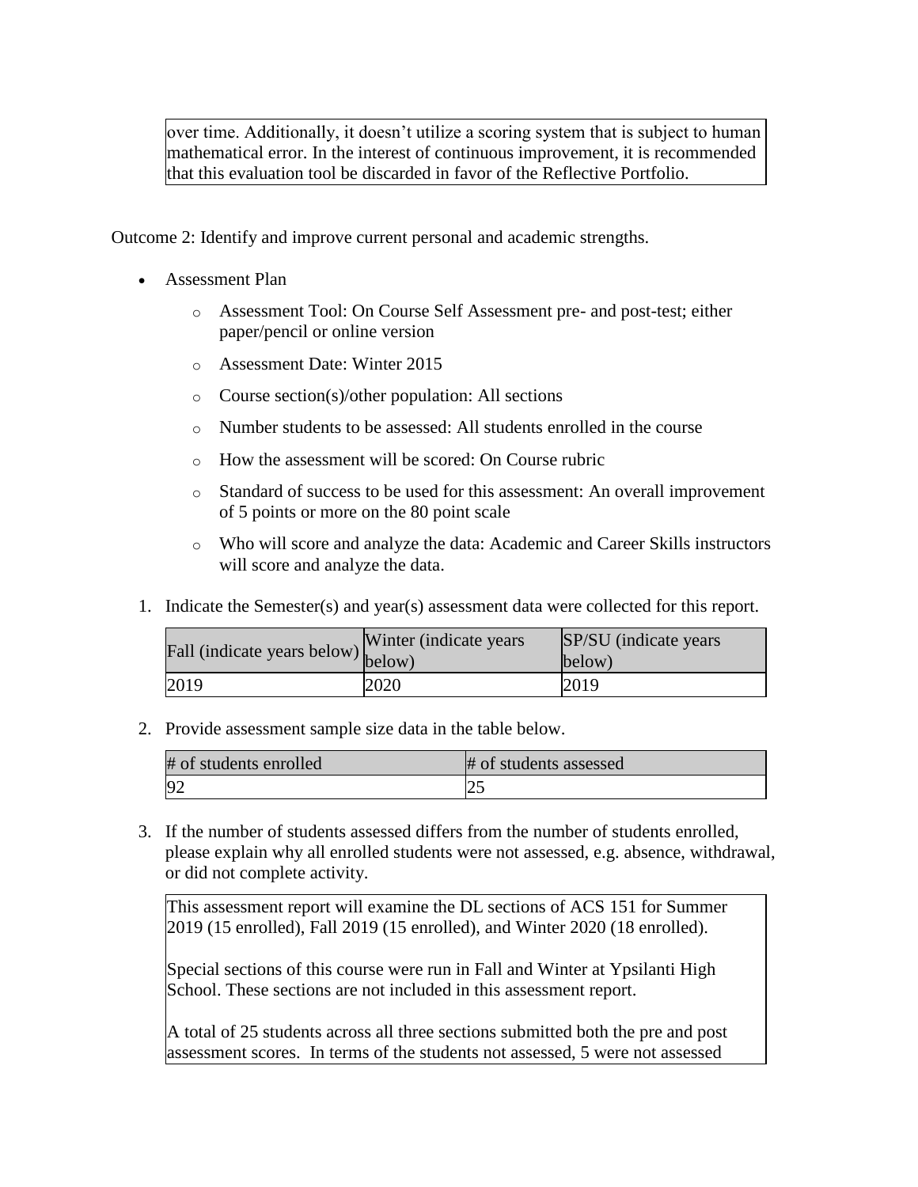over time. Additionally, it doesn't utilize a scoring system that is subject to human mathematical error. In the interest of continuous improvement, it is recommended that this evaluation tool be discarded in favor of the Reflective Portfolio.

Outcome 2: Identify and improve current personal and academic strengths.

- Assessment Plan
    - Assessment Tool: On Course Self Assessment pre- and post-test; either paper/pencil or online version
    - Assessment Date: Winter 2015
    - Course section(s)/other population: All sections
    - Number students to be assessed: All students enrolled in the course
    - How the assessment will be scored: On Course rubric
    - Standard of success to be used for this assessment: An overall improvement of 5 points or more on the 80 point scale
    - Who will score and analyze the data: Academic and Career Skills instructors will score and analyze the data.

1. Indicate the Semester(s) and year(s) assessment data were collected for this report.

| Fall (indicate years below) | Winter (indicate years below) | SP/SU (indicate years below) |
| --- | --- | --- |
| 2019 | 2020 | 2019 |

2. Provide assessment sample size data in the table below.

| # of students enrolled | # of students assessed |
| --- | --- |
| 92 | 25 |

3. If the number of students assessed differs from the number of students enrolled, please explain why all enrolled students were not assessed, e.g. absence, withdrawal, or did not complete activity.

This assessment report will examine the DL sections of ACS 151 for Summer 2019 (15 enrolled), Fall 2019 (15 enrolled), and Winter 2020 (18 enrolled).

Special sections of this course were run in Fall and Winter at Ypsilanti High School. These sections are not included in this assessment report.

A total of 25 students across all three sections submitted both the pre and post assessment scores. In terms of the students not assessed, 5 were not assessed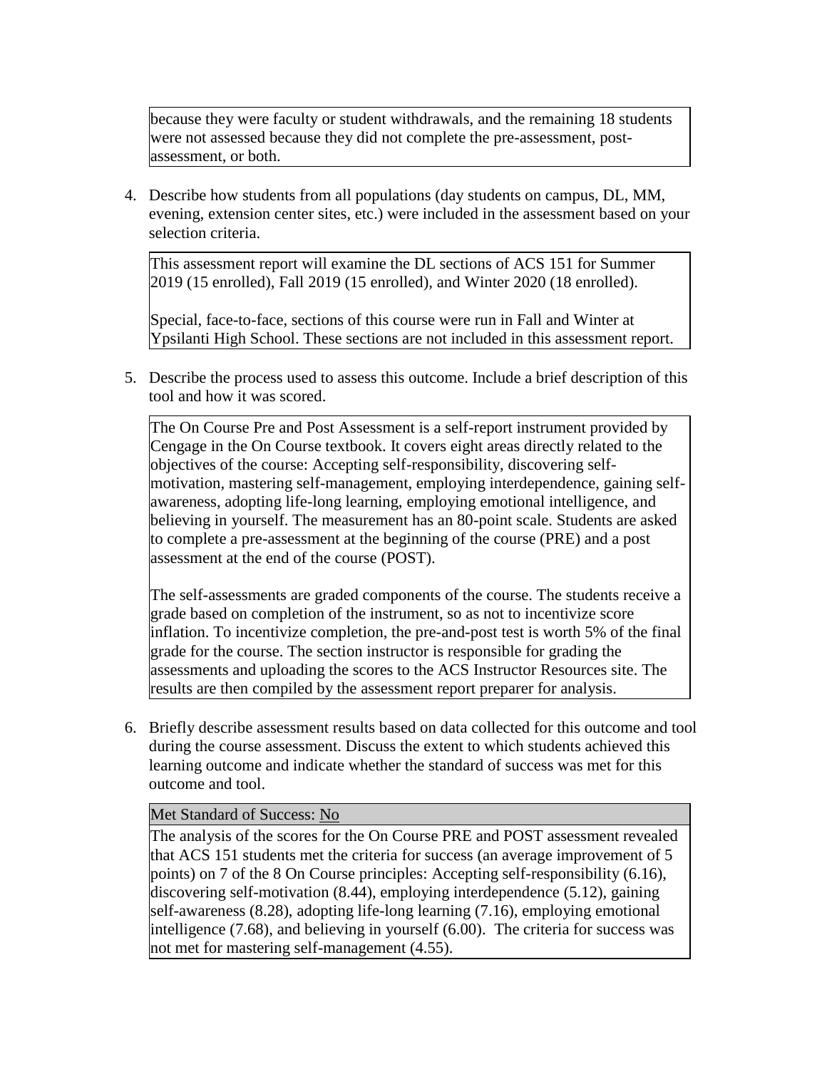because they were faculty or student withdrawals, and the remaining 18 students were not assessed because they did not complete the pre-assessment, post-assessment, or both.

4. Describe how students from all populations (day students on campus, DL, MM, evening, extension center sites, etc.) were included in the assessment based on your selection criteria.

This assessment report will examine the DL sections of ACS 151 for Summer 2019 (15 enrolled), Fall 2019 (15 enrolled), and Winter 2020 (18 enrolled).

Special, face-to-face, sections of this course were run in Fall and Winter at Ypsilanti High School. These sections are not included in this assessment report.

5. Describe the process used to assess this outcome. Include a brief description of this tool and how it was scored.

The On Course Pre and Post Assessment is a self-report instrument provided by Cengage in the On Course textbook. It covers eight areas directly related to the objectives of the course: Accepting self-responsibility, discovering self-motivation, mastering self-management, employing interdependence, gaining self-awareness, adopting life-long learning, employing emotional intelligence, and believing in yourself. The measurement has an 80-point scale. Students are asked to complete a pre-assessment at the beginning of the course (PRE) and a post assessment at the end of the course (POST).

The self-assessments are graded components of the course. The students receive a grade based on completion of the instrument, so as not to incentivize score inflation. To incentivize completion, the pre-and-post test is worth 5% of the final grade for the course. The section instructor is responsible for grading the assessments and uploading the scores to the ACS Instructor Resources site. The results are then compiled by the assessment report preparer for analysis.

6. Briefly describe assessment results based on data collected for this outcome and tool during the course assessment. Discuss the extent to which students achieved this learning outcome and indicate whether the standard of success was met for this outcome and tool.

Met Standard of Success: No

The analysis of the scores for the On Course PRE and POST assessment revealed that ACS 151 students met the criteria for success (an average improvement of 5 points) on 7 of the 8 On Course principles: Accepting self-responsibility (6.16), discovering self-motivation (8.44), employing interdependence (5.12), gaining self-awareness (8.28), adopting life-long learning (7.16), employing emotional intelligence (7.68), and believing in yourself (6.00). The criteria for success was not met for mastering self-management (4.55).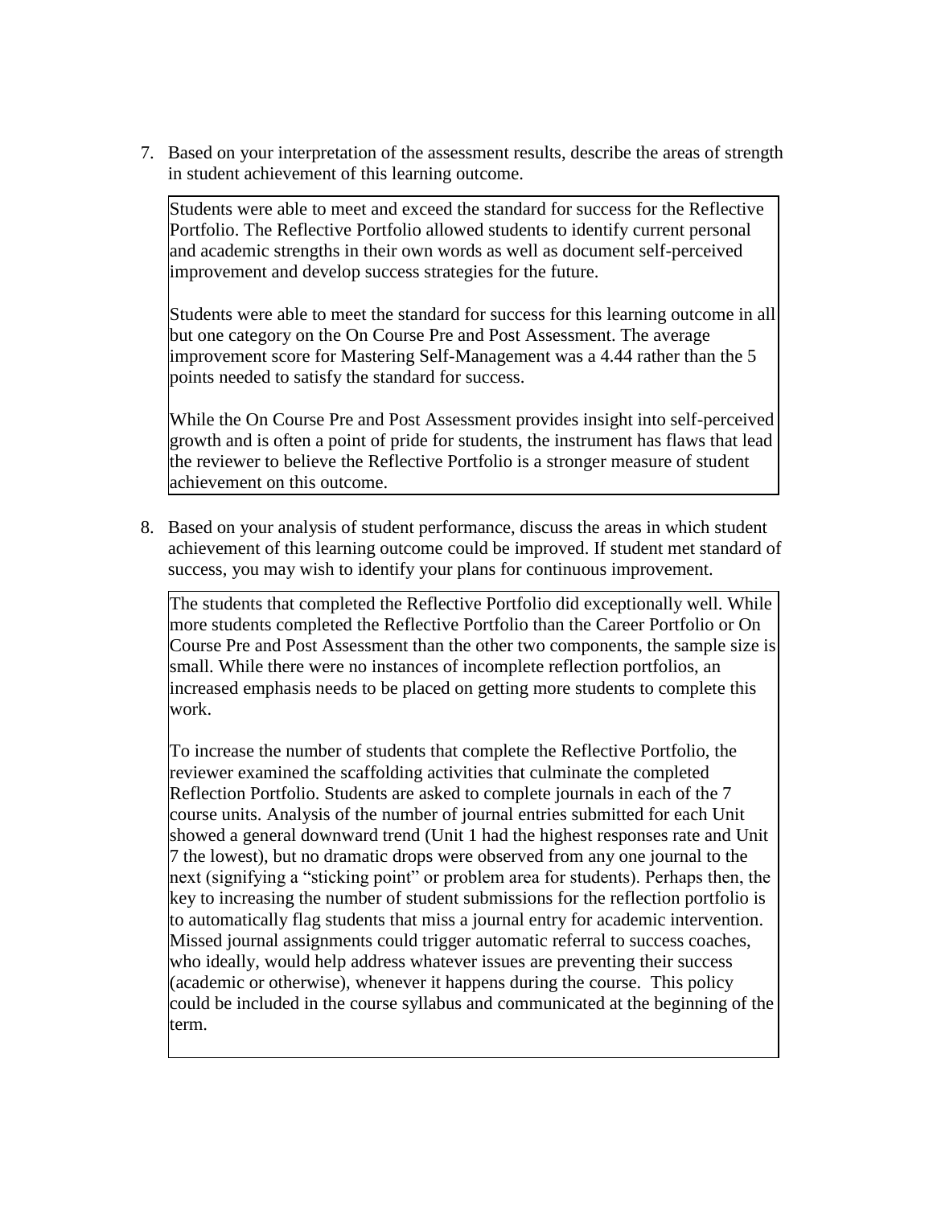7. Based on your interpretation of the assessment results, describe the areas of strength in student achievement of this learning outcome.

Students were able to meet and exceed the standard for success for the Reflective Portfolio. The Reflective Portfolio allowed students to identify current personal and academic strengths in their own words as well as document self-perceived improvement and develop success strategies for the future.

Students were able to meet the standard for success for this learning outcome in all but one category on the On Course Pre and Post Assessment. The average improvement score for Mastering Self-Management was a 4.44 rather than the 5 points needed to satisfy the standard for success.

While the On Course Pre and Post Assessment provides insight into self-perceived growth and is often a point of pride for students, the instrument has flaws that lead the reviewer to believe the Reflective Portfolio is a stronger measure of student achievement on this outcome.

8. Based on your analysis of student performance, discuss the areas in which student achievement of this learning outcome could be improved. If student met standard of success, you may wish to identify your plans for continuous improvement.

The students that completed the Reflective Portfolio did exceptionally well. While more students completed the Reflective Portfolio than the Career Portfolio or On Course Pre and Post Assessment than the other two components, the sample size is small. While there were no instances of incomplete reflection portfolios, an increased emphasis needs to be placed on getting more students to complete this work.

To increase the number of students that complete the Reflective Portfolio, the reviewer examined the scaffolding activities that culminate the completed Reflection Portfolio. Students are asked to complete journals in each of the 7 course units. Analysis of the number of journal entries submitted for each Unit showed a general downward trend (Unit 1 had the highest responses rate and Unit 7 the lowest), but no dramatic drops were observed from any one journal to the next (signifying a "sticking point" or problem area for students). Perhaps then, the key to increasing the number of student submissions for the reflection portfolio is to automatically flag students that miss a journal entry for academic intervention. Missed journal assignments could trigger automatic referral to success coaches, who ideally, would help address whatever issues are preventing their success (academic or otherwise), whenever it happens during the course. This policy could be included in the course syllabus and communicated at the beginning of the term.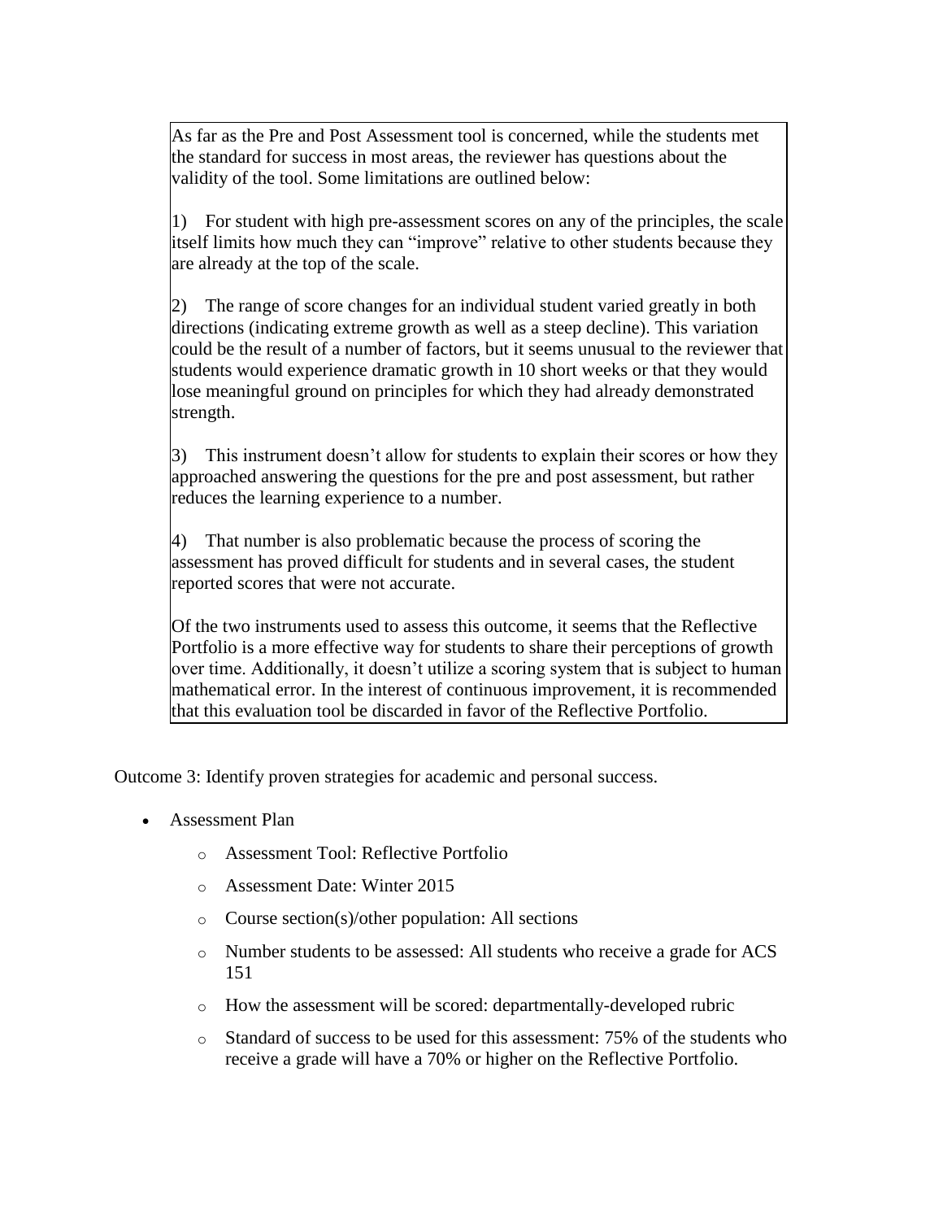As far as the Pre and Post Assessment tool is concerned, while the students met the standard for success in most areas, the reviewer has questions about the validity of the tool. Some limitations are outlined below:

1) For student with high pre-assessment scores on any of the principles, the scale itself limits how much they can "improve" relative to other students because they are already at the top of the scale.

2) The range of score changes for an individual student varied greatly in both directions (indicating extreme growth as well as a steep decline). This variation could be the result of a number of factors, but it seems unusual to the reviewer that students would experience dramatic growth in 10 short weeks or that they would lose meaningful ground on principles for which they had already demonstrated strength.

3) This instrument doesn't allow for students to explain their scores or how they approached answering the questions for the pre and post assessment, but rather reduces the learning experience to a number.

4) That number is also problematic because the process of scoring the assessment has proved difficult for students and in several cases, the student reported scores that were not accurate.

Of the two instruments used to assess this outcome, it seems that the Reflective Portfolio is a more effective way for students to share their perceptions of growth over time. Additionally, it doesn't utilize a scoring system that is subject to human mathematical error. In the interest of continuous improvement, it is recommended that this evaluation tool be discarded in favor of the Reflective Portfolio.

Outcome 3: Identify proven strategies for academic and personal success.

- Assessment Plan
  - Assessment Tool: Reflective Portfolio
  - Assessment Date: Winter 2015
  - Course section(s)/other population: All sections
  - Number students to be assessed: All students who receive a grade for ACS 151
  - How the assessment will be scored: departmentally-developed rubric
  - Standard of success to be used for this assessment: 75% of the students who receive a grade will have a 70% or higher on the Reflective Portfolio.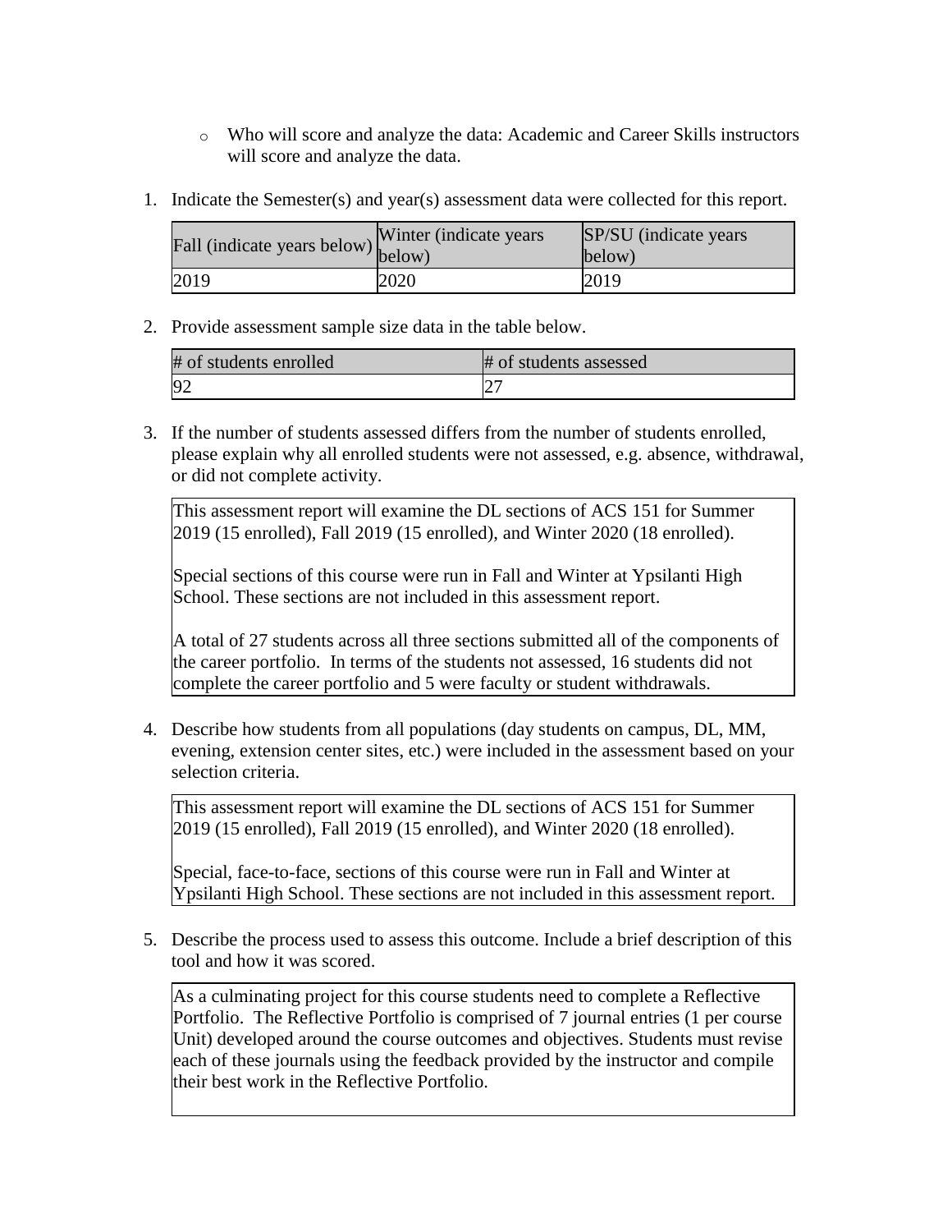- Who will score and analyze the data: Academic and Career Skills instructors will score and analyze the data.

1. Indicate the Semester(s) and year(s) assessment data were collected for this report.

| Fall (indicate years below) | Winter (indicate years below) | SP/SU (indicate years below) |
|---|---|---|
| 2019 | 2020 | 2019 |

2. Provide assessment sample size data in the table below.

| # of students enrolled | # of students assessed |
|---|---|
| 92 | 27 |

3. If the number of students assessed differs from the number of students enrolled, please explain why all enrolled students were not assessed, e.g. absence, withdrawal, or did not complete activity.

This assessment report will examine the DL sections of ACS 151 for Summer 2019 (15 enrolled), Fall 2019 (15 enrolled), and Winter 2020 (18 enrolled).

Special sections of this course were run in Fall and Winter at Ypsilanti High School. These sections are not included in this assessment report.

A total of 27 students across all three sections submitted all of the components of the career portfolio. In terms of the students not assessed, 16 students did not complete the career portfolio and 5 were faculty or student withdrawals.

4. Describe how students from all populations (day students on campus, DL, MM, evening, extension center sites, etc.) were included in the assessment based on your selection criteria.

This assessment report will examine the DL sections of ACS 151 for Summer 2019 (15 enrolled), Fall 2019 (15 enrolled), and Winter 2020 (18 enrolled).

Special, face-to-face, sections of this course were run in Fall and Winter at Ypsilanti High School. These sections are not included in this assessment report.

5. Describe the process used to assess this outcome. Include a brief description of this tool and how it was scored.

As a culminating project for this course students need to complete a Reflective Portfolio. The Reflective Portfolio is comprised of 7 journal entries (1 per course Unit) developed around the course outcomes and objectives. Students must revise each of these journals using the feedback provided by the instructor and compile their best work in the Reflective Portfolio.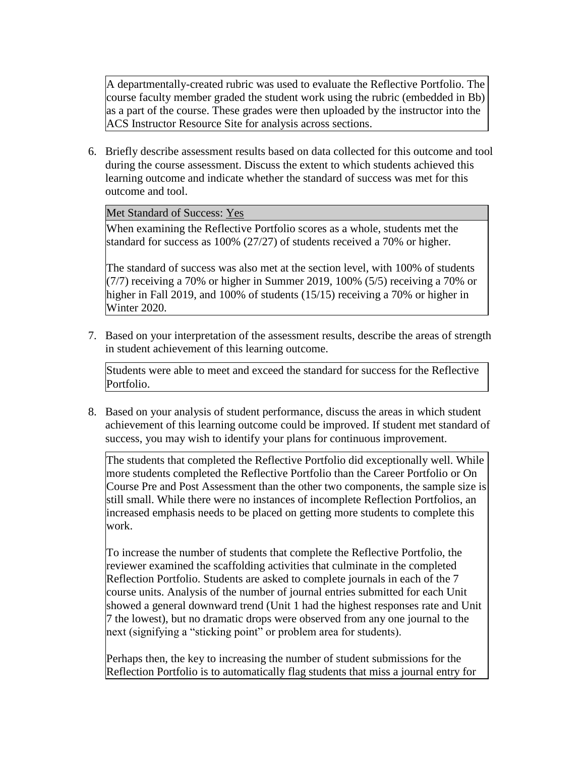A departmentally-created rubric was used to evaluate the Reflective Portfolio. The course faculty member graded the student work using the rubric (embedded in Bb) as a part of the course. These grades were then uploaded by the instructor into the ACS Instructor Resource Site for analysis across sections.

6. Briefly describe assessment results based on data collected for this outcome and tool during the course assessment. Discuss the extent to which students achieved this learning outcome and indicate whether the standard of success was met for this outcome and tool.

Met Standard of Success: Yes

When examining the Reflective Portfolio scores as a whole, students met the standard for success as 100% (27/27) of students received a 70% or higher.

The standard of success was also met at the section level, with 100% of students (7/7) receiving a 70% or higher in Summer 2019, 100% (5/5) receiving a 70% or higher in Fall 2019, and 100% of students (15/15) receiving a 70% or higher in Winter 2020.

7. Based on your interpretation of the assessment results, describe the areas of strength in student achievement of this learning outcome.

Students were able to meet and exceed the standard for success for the Reflective Portfolio.

8. Based on your analysis of student performance, discuss the areas in which student achievement of this learning outcome could be improved. If student met standard of success, you may wish to identify your plans for continuous improvement.

The students that completed the Reflective Portfolio did exceptionally well. While more students completed the Reflective Portfolio than the Career Portfolio or On Course Pre and Post Assessment than the other two components, the sample size is still small. While there were no instances of incomplete Reflection Portfolios, an increased emphasis needs to be placed on getting more students to complete this work.

To increase the number of students that complete the Reflective Portfolio, the reviewer examined the scaffolding activities that culminate in the completed Reflection Portfolio. Students are asked to complete journals in each of the 7 course units. Analysis of the number of journal entries submitted for each Unit showed a general downward trend (Unit 1 had the highest responses rate and Unit 7 the lowest), but no dramatic drops were observed from any one journal to the next (signifying a "sticking point" or problem area for students).

Perhaps then, the key to increasing the number of student submissions for the Reflection Portfolio is to automatically flag students that miss a journal entry for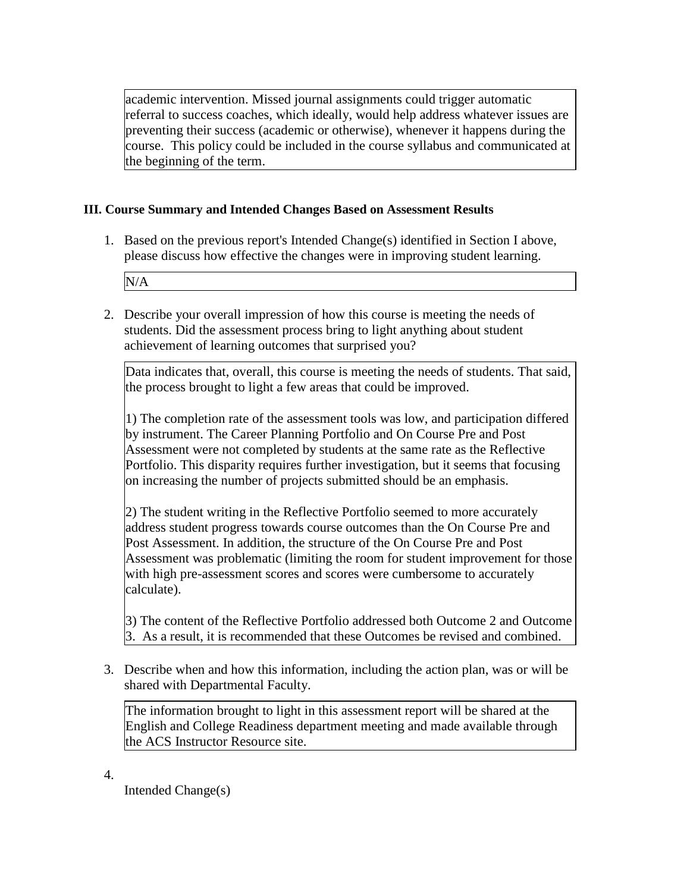academic intervention. Missed journal assignments could trigger automatic referral to success coaches, which ideally, would help address whatever issues are preventing their success (academic or otherwise), whenever it happens during the course. This policy could be included in the course syllabus and communicated at the beginning of the term.

### III. Course Summary and Intended Changes Based on Assessment Results

1. Based on the previous report's Intended Change(s) identified in Section I above, please discuss how effective the changes were in improving student learning.

   N/A

2. Describe your overall impression of how this course is meeting the needs of students. Did the assessment process bring to light anything about student achievement of learning outcomes that surprised you?

   Data indicates that, overall, this course is meeting the needs of students. That said, the process brought to light a few areas that could be improved.

   1) The completion rate of the assessment tools was low, and participation differed by instrument. The Career Planning Portfolio and On Course Pre and Post Assessment were not completed by students at the same rate as the Reflective Portfolio. This disparity requires further investigation, but it seems that focusing on increasing the number of projects submitted should be an emphasis.

   2) The student writing in the Reflective Portfolio seemed to more accurately address student progress towards course outcomes than the On Course Pre and Post Assessment. In addition, the structure of the On Course Pre and Post Assessment was problematic (limiting the room for student improvement for those with high pre-assessment scores and scores were cumbersome to accurately calculate).

   3) The content of the Reflective Portfolio addressed both Outcome 2 and Outcome 3. As a result, it is recommended that these Outcomes be revised and combined.

3. Describe when and how this information, including the action plan, was or will be shared with Departmental Faculty.

   The information brought to light in this assessment report will be shared at the English and College Readiness department meeting and made available through the ACS Instructor Resource site.

4. Intended Change(s)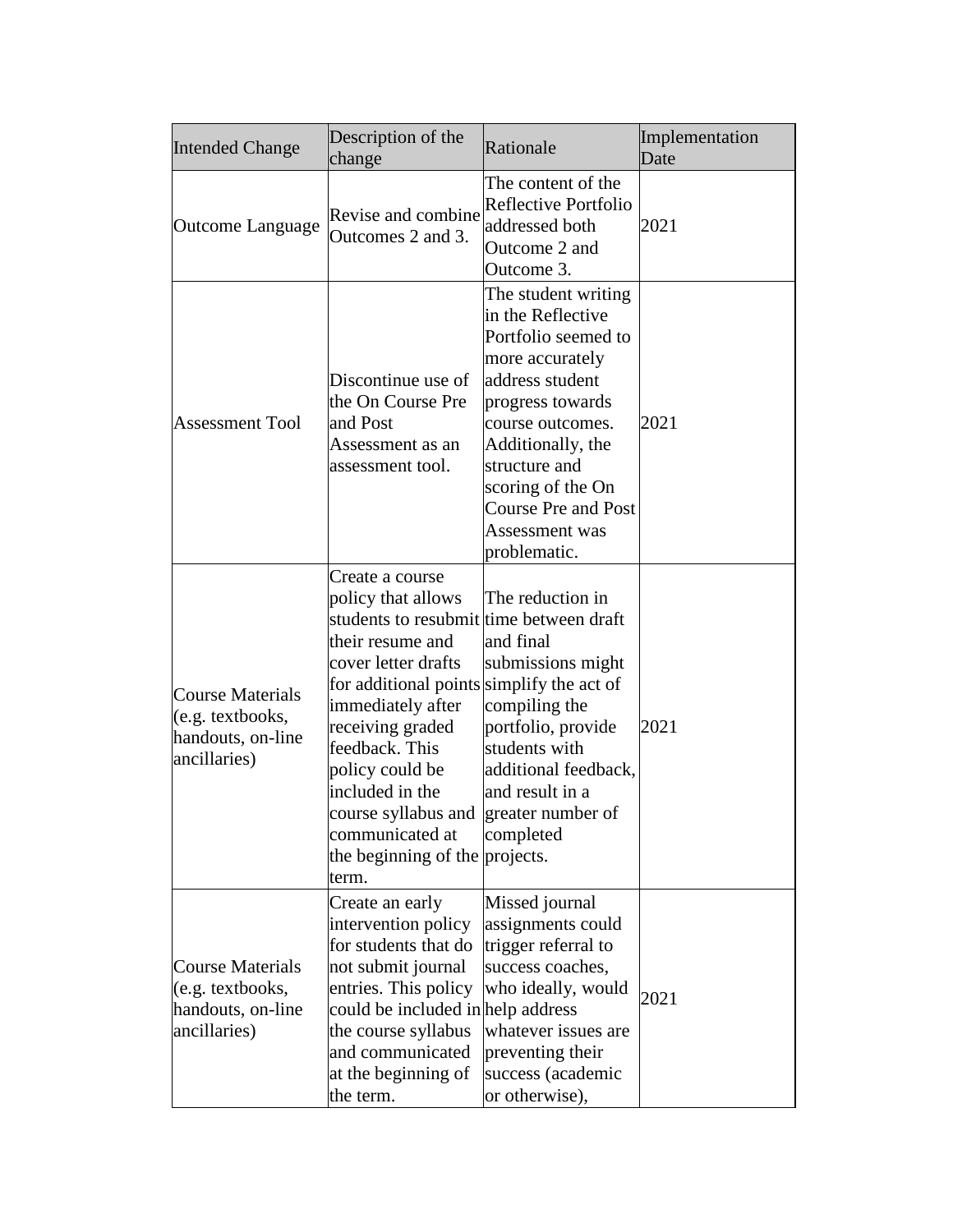| Intended Change | Description of the change | Rationale | Implementation Date |
|---|---|---|---|
| Outcome Language | Revise and combine Outcomes 2 and 3. | The content of the Reflective Portfolio addressed both Outcome 2 and Outcome 3. | 2021 |
| Assessment Tool | Discontinue use of the On Course Pre and Post Assessment as an assessment tool. | The student writing in the Reflective Portfolio seemed to more accurately address student progress towards course outcomes. Additionally, the structure and scoring of the On Course Pre and Post Assessment was problematic. | 2021 |
| Course Materials (e.g. textbooks, handouts, on-line ancillaries) | Create a course policy that allows students to resubmit their resume and cover letter drafts for additional points immediately after receiving graded feedback. This policy could be included in the course syllabus and communicated at the beginning of the term. | The reduction in time between draft and final submissions might simplify the act of compiling the portfolio, provide students with additional feedback, and result in a greater number of completed projects. | 2021 |
| Course Materials (e.g. textbooks, handouts, on-line ancillaries) | Create an early intervention policy for students that do not submit journal entries. This policy could be included in the course syllabus and communicated at the beginning of the term. | Missed journal assignments could trigger referral to success coaches, who ideally, would help address whatever issues are preventing their success (academic or otherwise), | 2021 |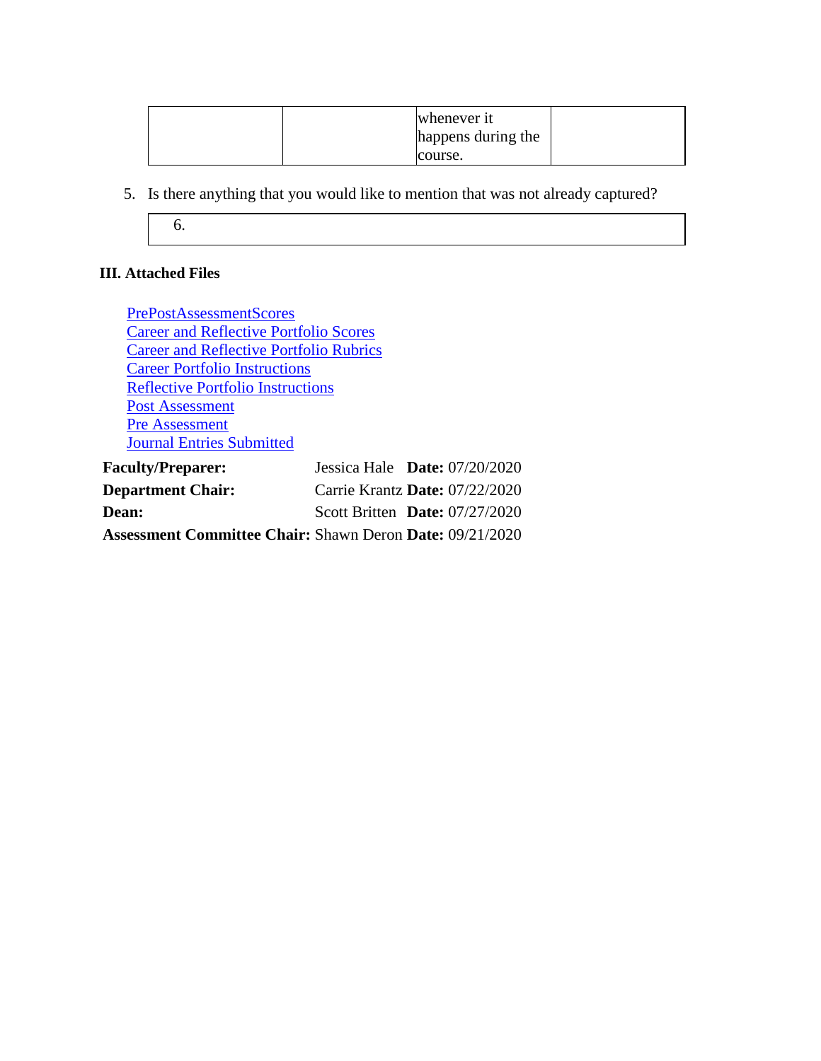| | | | |
|---|---|---|---|
| | | whenever it happens during the course. | |

5. Is there anything that you would like to mention that was not already captured?

| |
|---|
| 6. |

**III. Attached Files**

PrePostAssessmentScores
Career and Reflective Portfolio Scores
Career and Reflective Portfolio Rubrics
Career Portfolio Instructions
Reflective Portfolio Instructions
Post Assessment
Pre Assessment
Journal Entries Submitted

**Faculty/Preparer:** Jessica Hale **Date:** 07/20/2020
**Department Chair:** Carrie Krantz **Date:** 07/22/2020
**Dean:** Scott Britten **Date:** 07/27/2020
**Assessment Committee Chair:** Shawn Deron **Date:** 09/21/2020